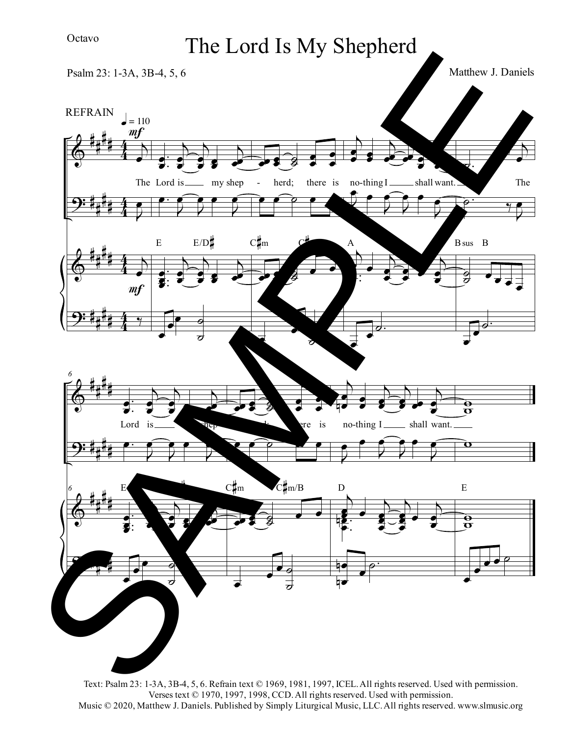Octavo

# The Lord Is My Shepherd

Psalm 23: 1-3A, 3B-4, 5, 6

Matthew J. Daniels

REFRAIN

Text: Psalm 23: 1-3A, 3B-4, 5, 6. Refrain text © 1969, 1981, 1997, ICEL. All rights reserved. Used with permission.
Verses text © 1970, 1997, 1998, CCD. All rights reserved. Used with permission.
Music © 2020, Matthew J. Daniels. Published by Simply Liturgical Music, LLC. All rights reserved. www.slmusic.org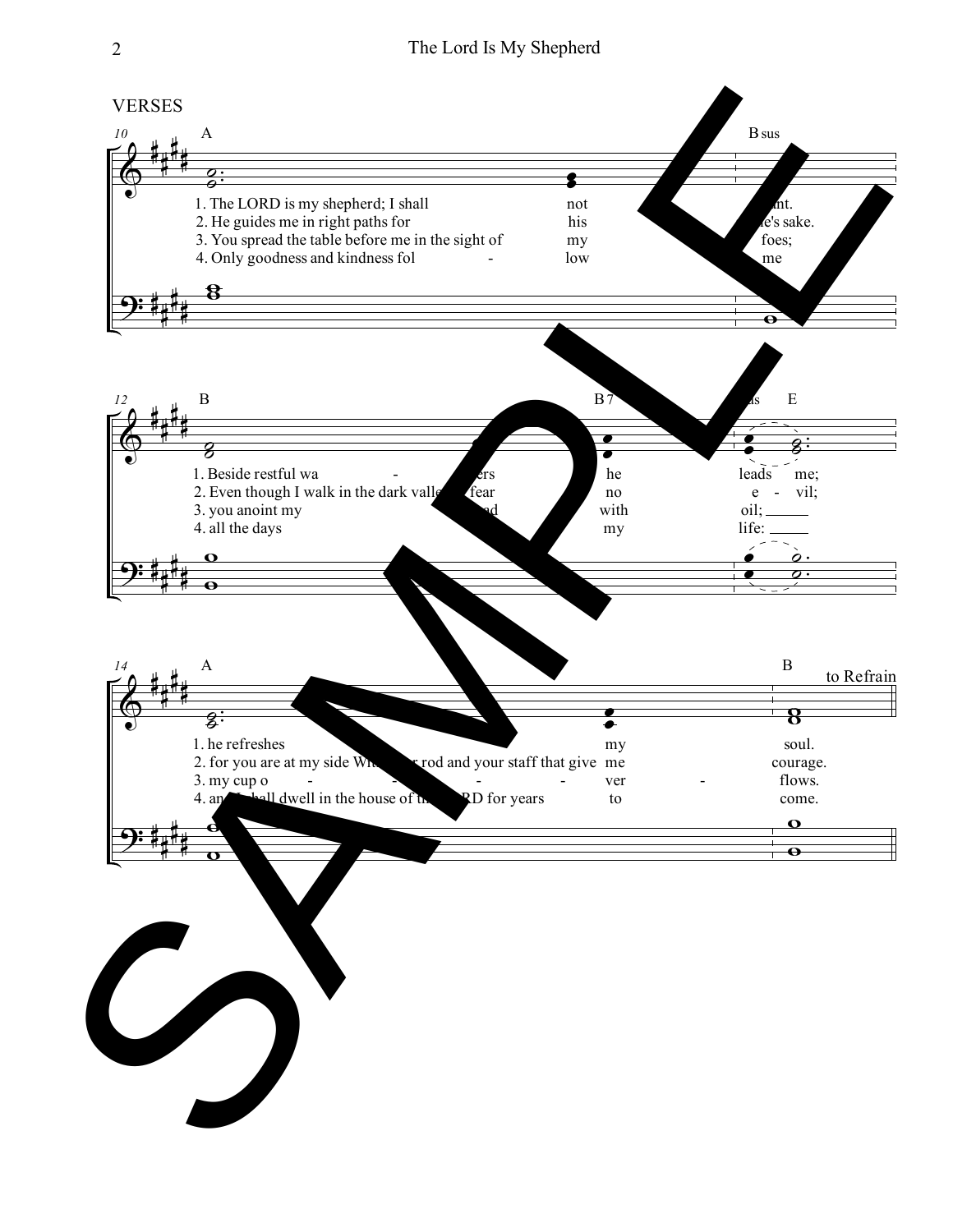VERSES

A B sus

1. The LORD is my shepherd; I shall not want.
2. He guides me in right paths for his name's sake.
3. You spread the table before me in the sight of my foes;
4. Only goodness and kindness fol - low me

B B7 sus E

1. Beside restful wa - ters he leads me;
2. Even though I walk in the dark valley I fear no e - vil;
3. you anoint my head with oil;
4. all the days of my life:

A B to Refrain

1. he refreshes my soul.
2. for you are at my side With your rod and your staff that give me courage.
3. my cup o - - - - ver - flows.
4. and I shall dwell in the house of the LORD for years to come.